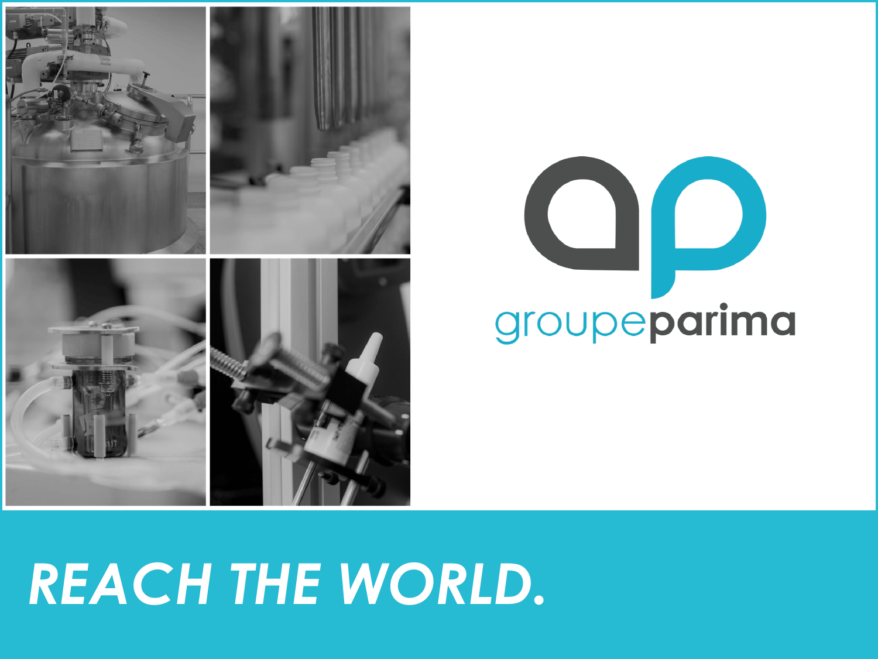groupeparima

# REACH THE WORLD.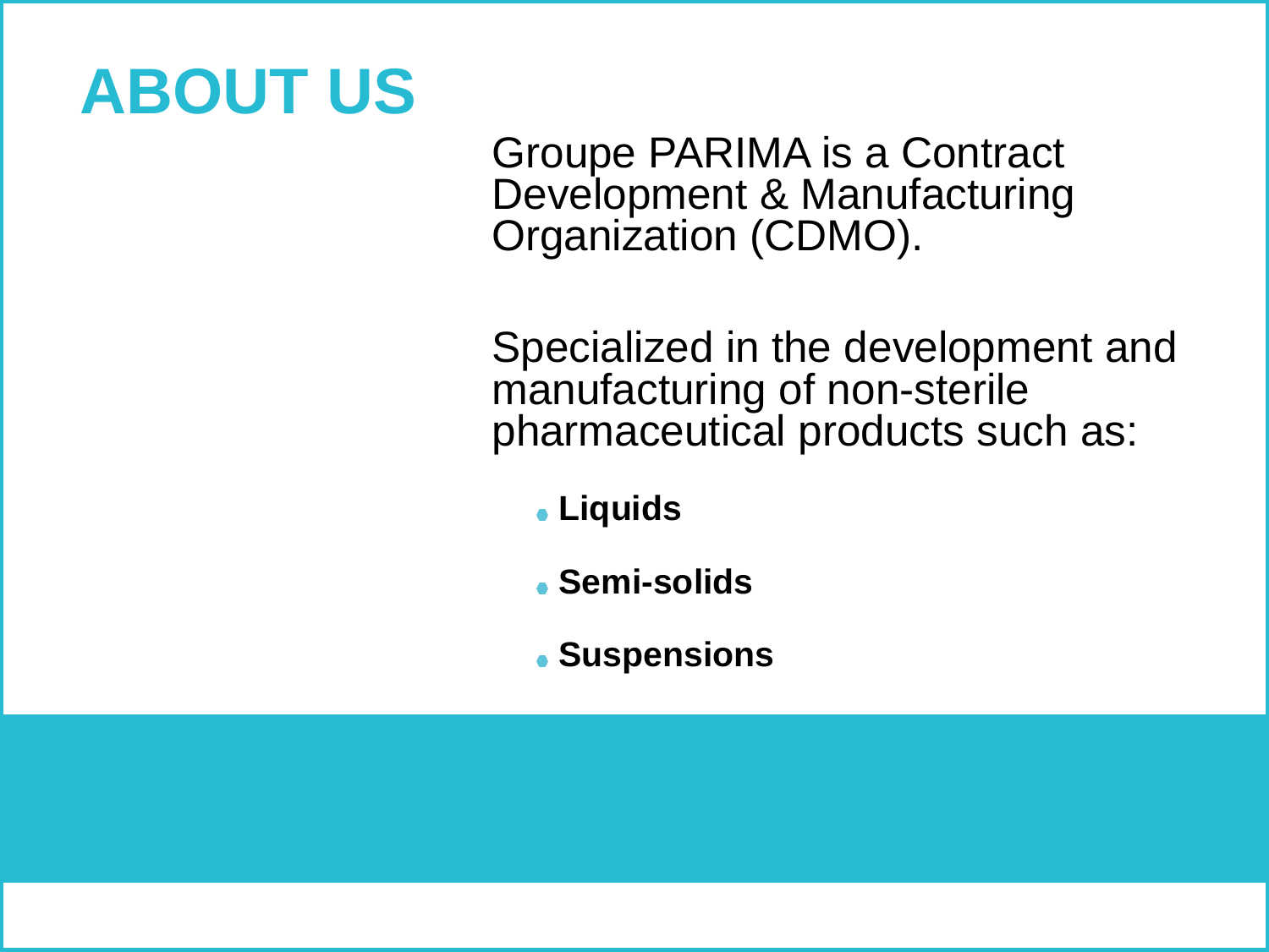# ABOUT US

Groupe PARIMA is a Contract Development & Manufacturing Organization (CDMO).

Specialized in the development and manufacturing of non-sterile pharmaceutical products such as:

- **Liquids**
- **Semi-solids**
- **Suspensions**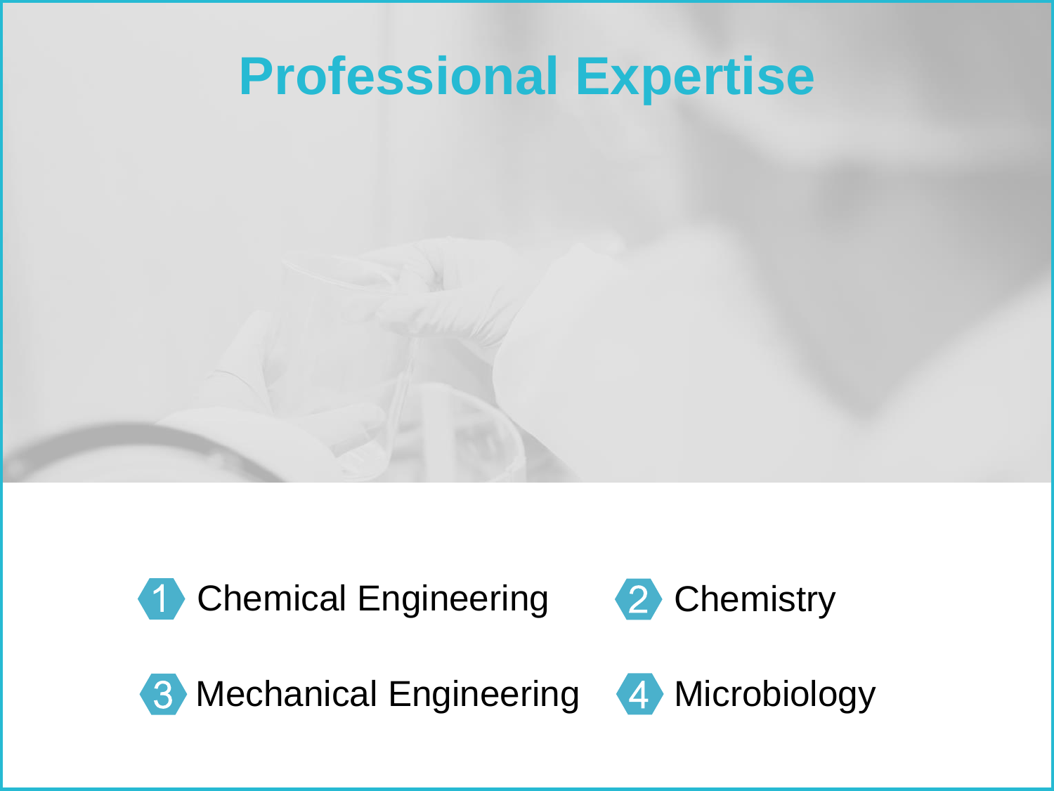# Professional Expertise

1. Chemical Engineering
2. Chemistry
3. Mechanical Engineering
4. Microbiology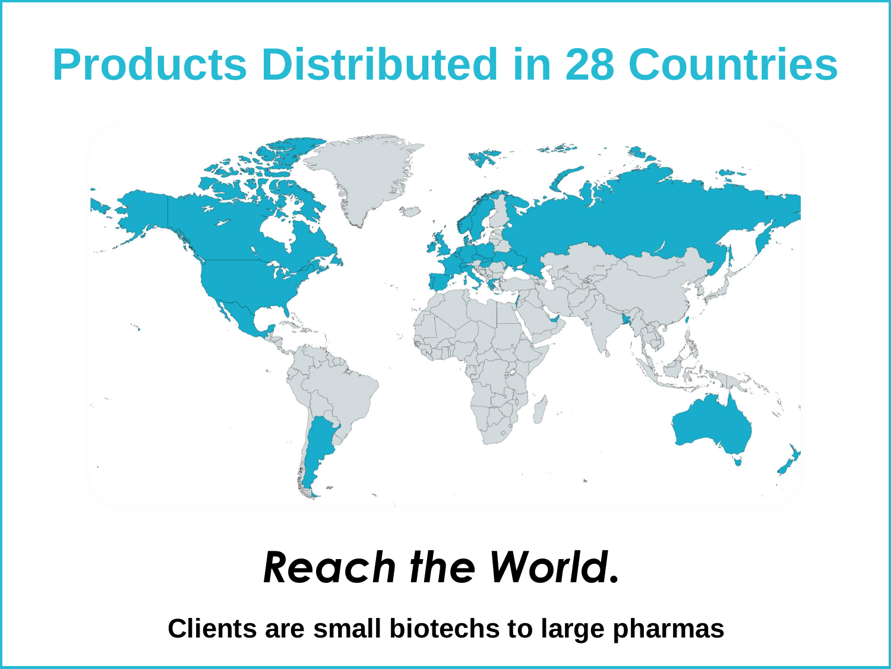# Products Distributed in 28 Countries

***Reach the World.***

**Clients are small biotechs to large pharmas**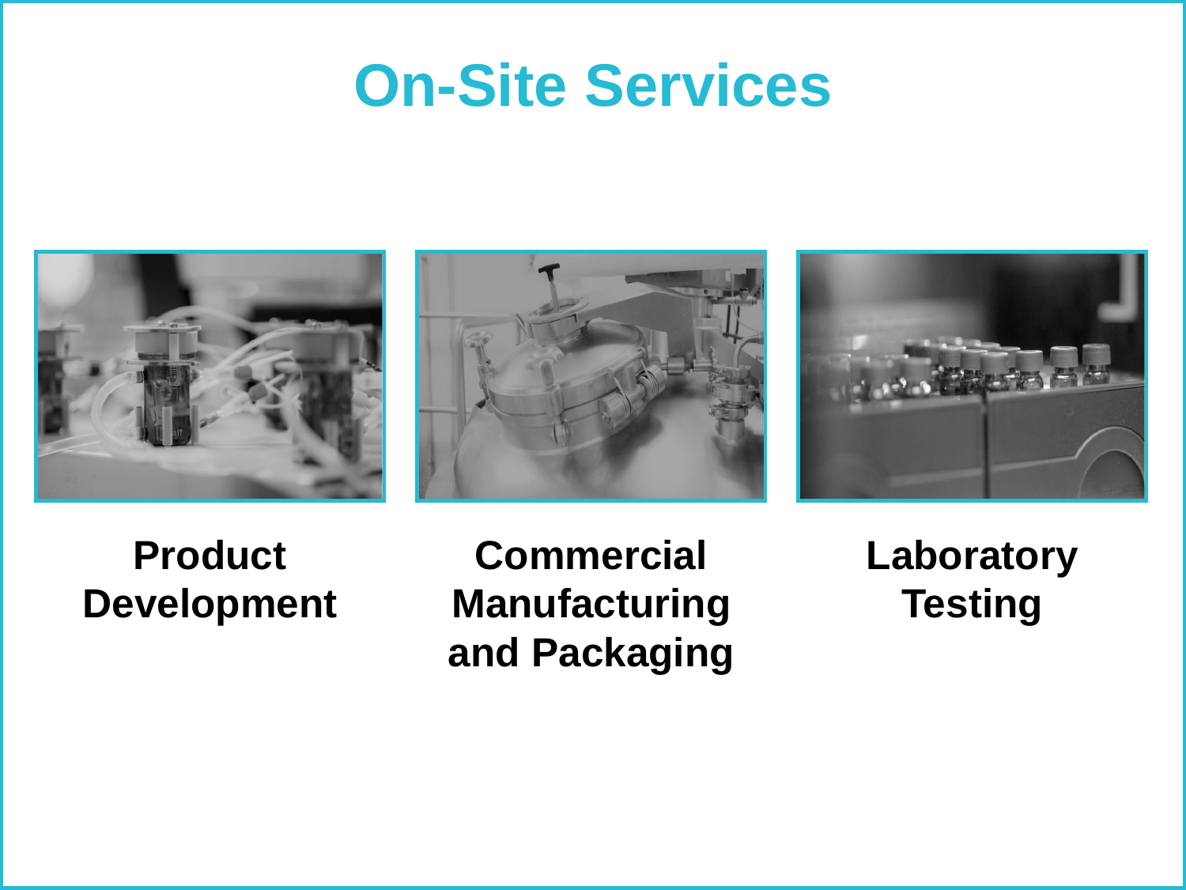# On-Site Services

**Product Development**

**Commercial Manufacturing and Packaging**

**Laboratory Testing**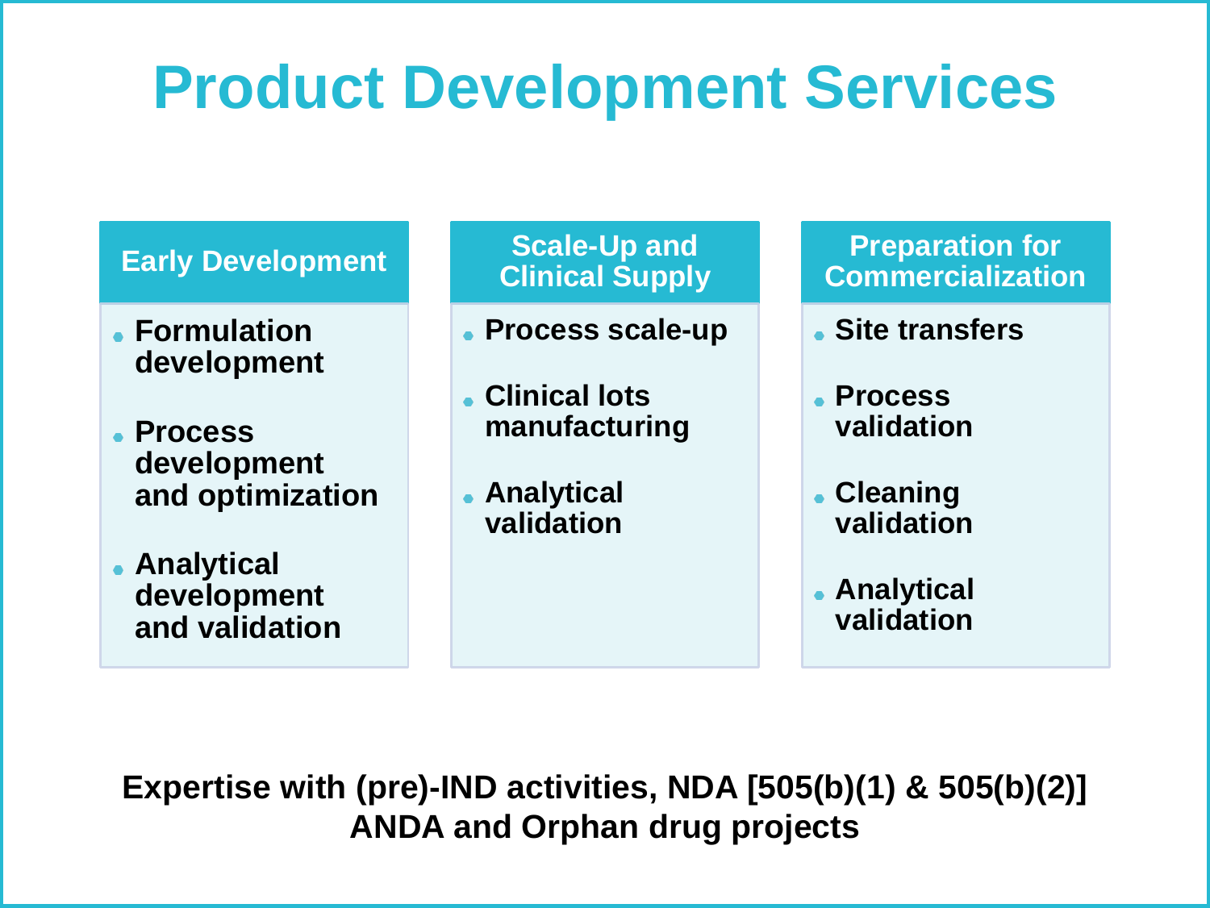# Product Development Services

### Early Development

- Formulation development
- Process development and optimization
- Analytical development and validation

### Scale-Up and Clinical Supply

- Process scale-up
- Clinical lots manufacturing
- Analytical validation

### Preparation for Commercialization

- Site transfers
- Process validation
- Cleaning validation
- Analytical validation

**Expertise with (pre)-IND activities, NDA [505(b)(1) & 505(b)(2)] ANDA and Orphan drug projects**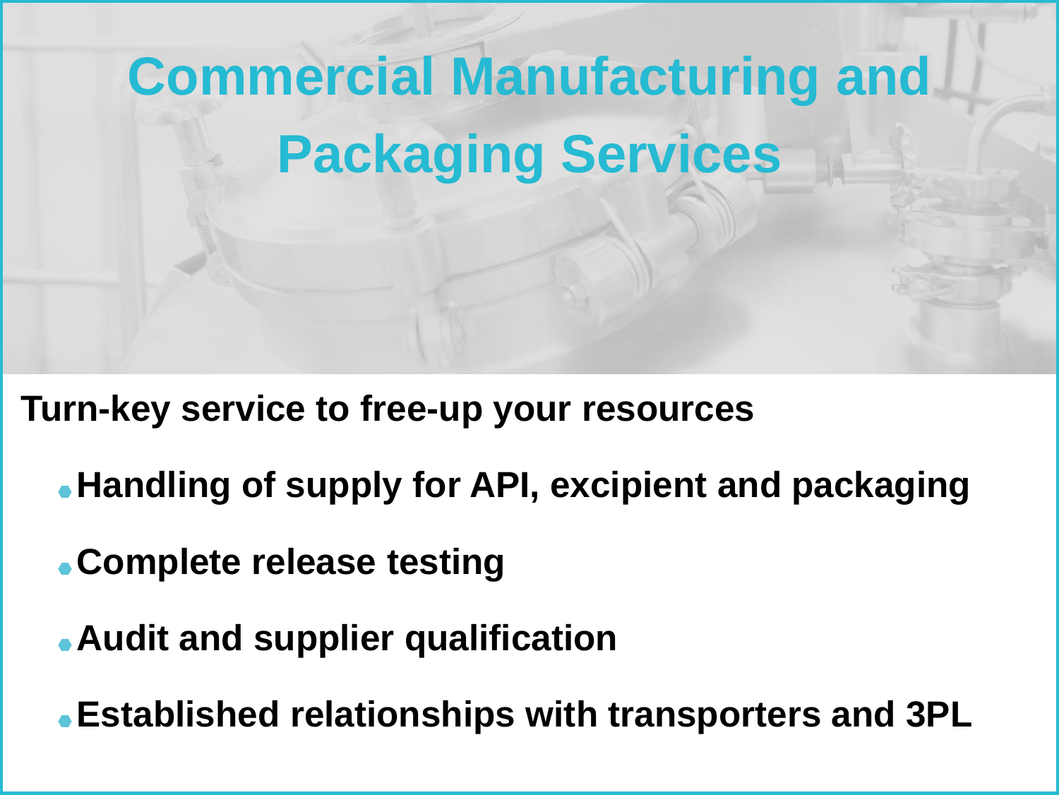# Commercial Manufacturing and Packaging Services

**Turn-key service to free-up your resources**

- **Handling of supply for API, excipient and packaging**
- **Complete release testing**
- **Audit and supplier qualification**
- **Established relationships with transporters and 3PL**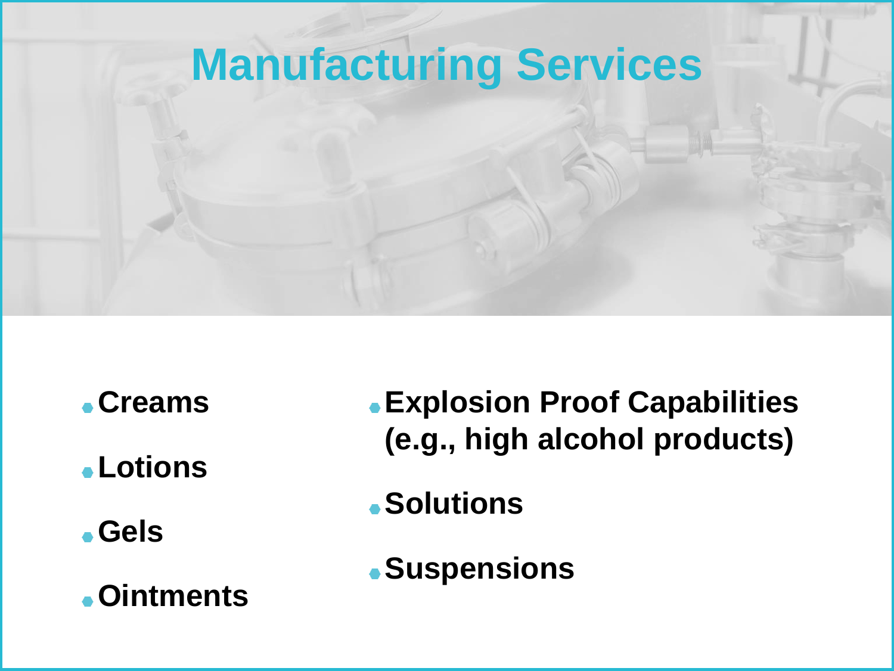# Manufacturing Services

- **Creams**
- **Lotions**
- **Gels**
- **Ointments**
- **Explosion Proof Capabilities (e.g., high alcohol products)**
- **Solutions**
- **Suspensions**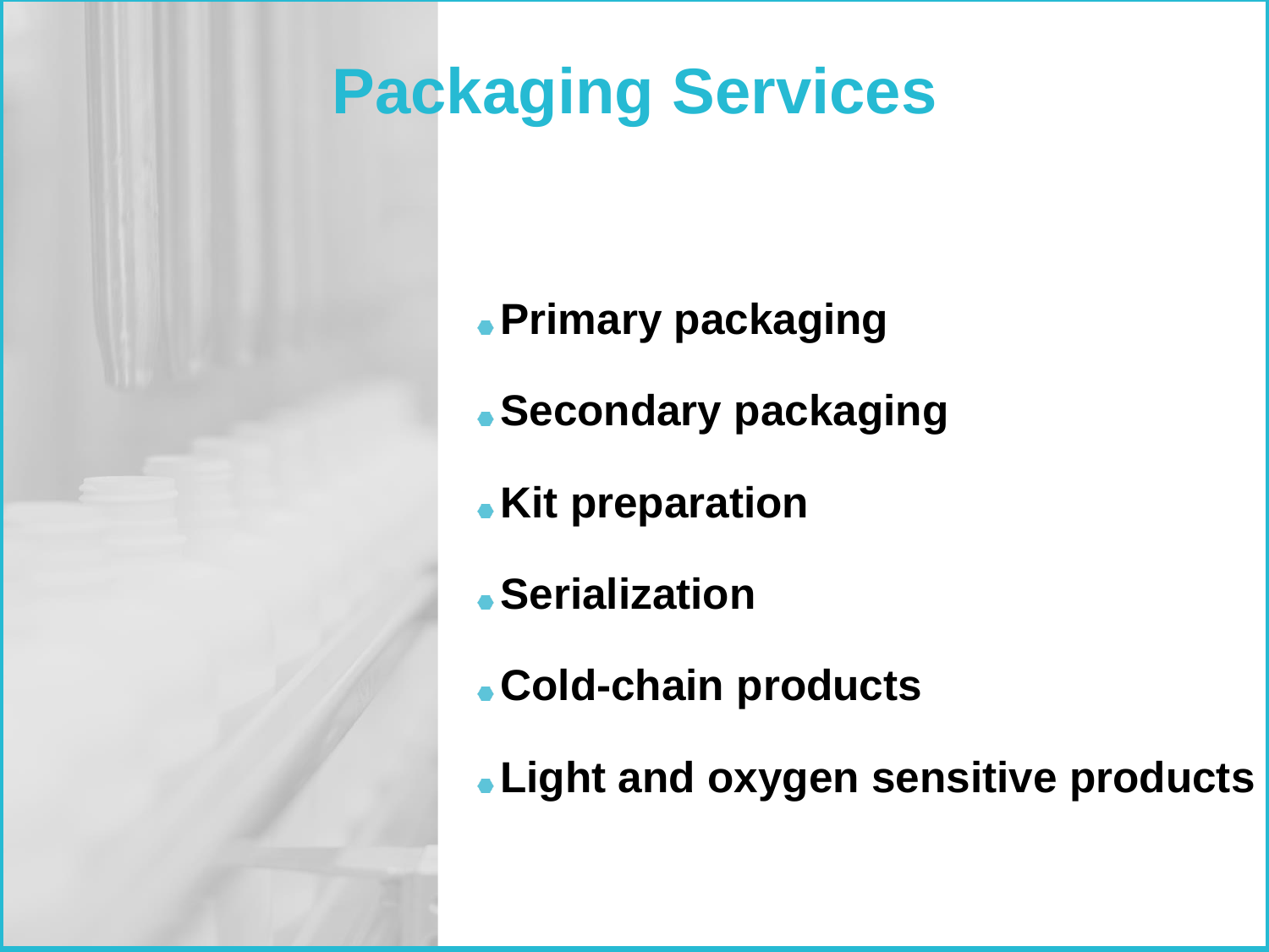# Packaging Services

- **Primary packaging**
- **Secondary packaging**
- **Kit preparation**
- **Serialization**
- **Cold-chain products**
- **Light and oxygen sensitive products**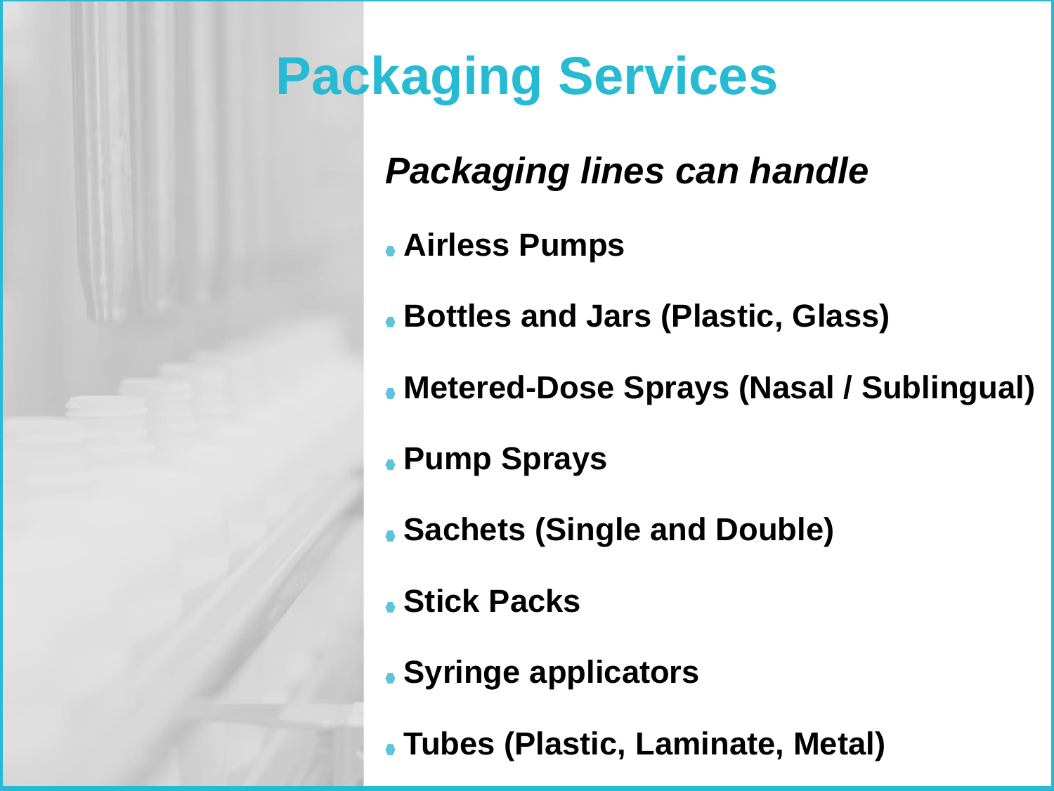# Packaging Services

***Packaging lines can handle***

- **Airless Pumps**
- **Bottles and Jars (Plastic, Glass)**
- **Metered-Dose Sprays (Nasal / Sublingual)**
- **Pump Sprays**
- **Sachets (Single and Double)**
- **Stick Packs**
- **Syringe applicators**
- **Tubes (Plastic, Laminate, Metal)**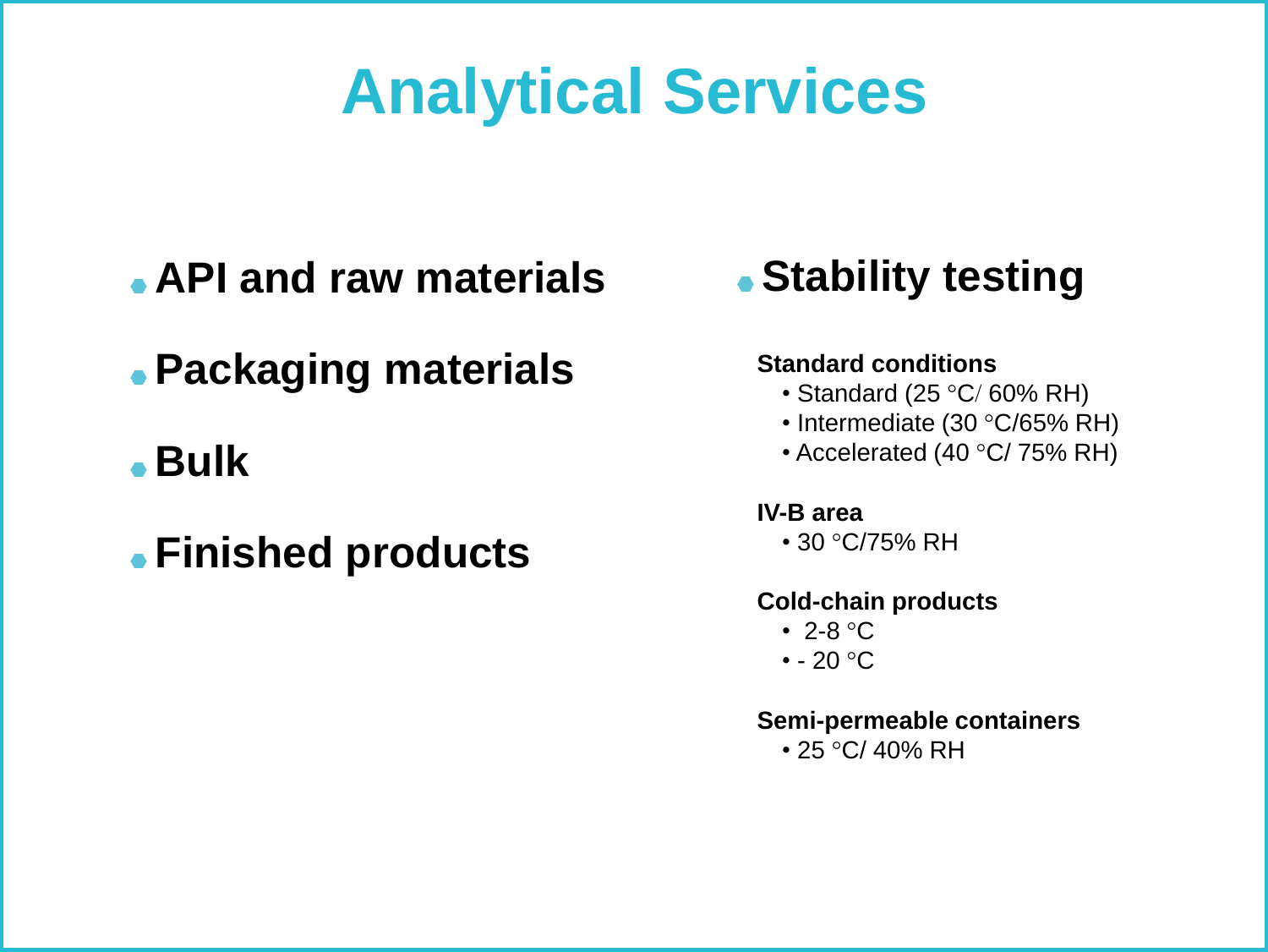# Analytical Services

- **API and raw materials**
- **Packaging materials**
- **Bulk**
- **Finished products**

- **Stability testing**

**Standard conditions**
- Standard (25 °C/ 60% RH)
- Intermediate (30 °C/65% RH)
- Accelerated (40 °C/ 75% RH)

**IV-B area**
- 30 °C/75% RH

**Cold-chain products**
- 2-8 °C
- - 20 °C

**Semi-permeable containers**
- 25 °C/ 40% RH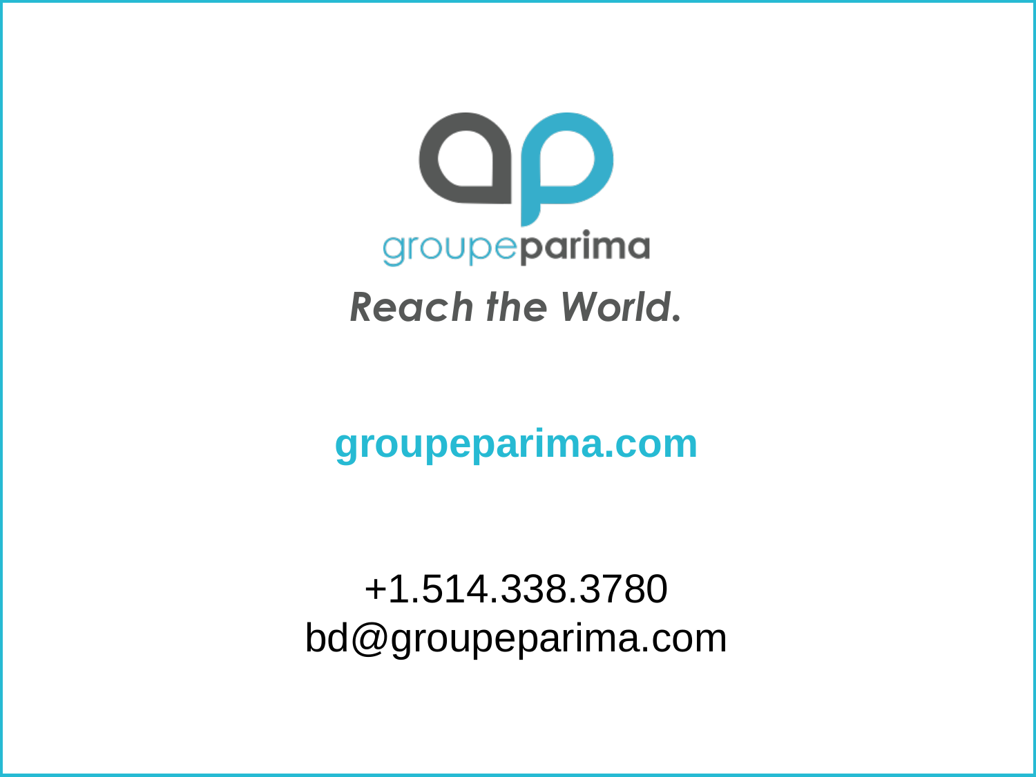groupeparima

*Reach the World.*

**groupeparima.com**

+1.514.338.3780
bd@groupeparima.com